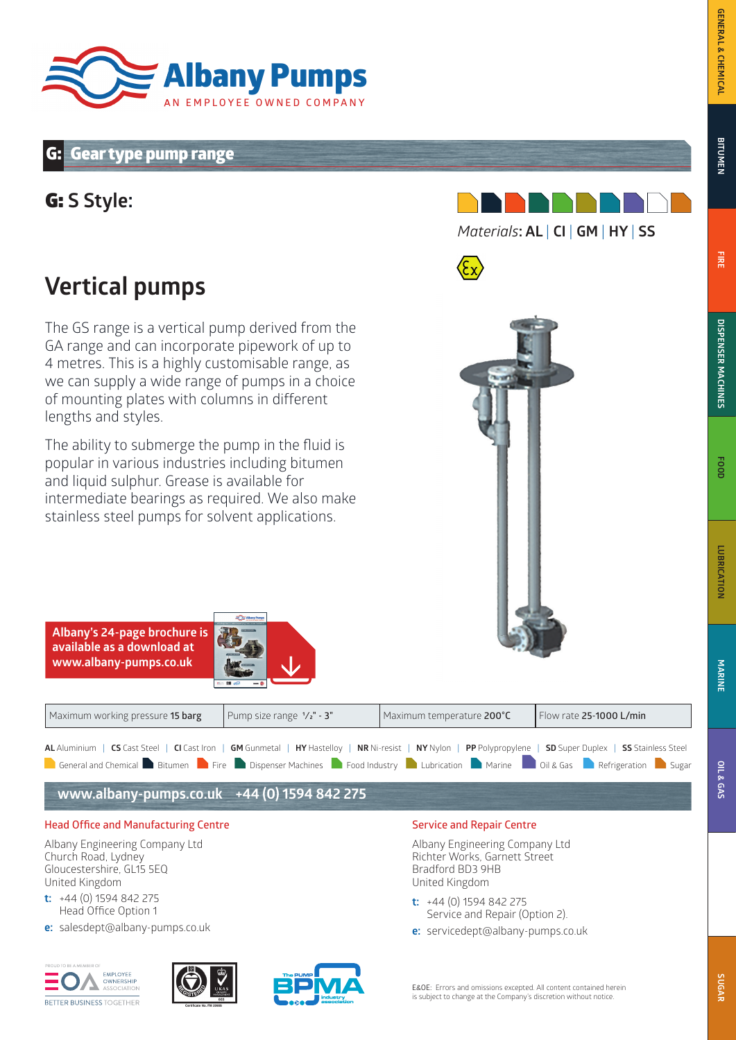# Albany Pumps

AN EMPLOYEE OWNED COMPANY

## G: Gear type pump range

### G: S Style:

*Materials*: **AL** | **CI** | **GM** | **HY** | **SS**

## Vertical pumps

The GS range is a vertical pump derived from the GA range and can incorporate pipework of up to 4 metres. This is a highly customisable range, as we can supply a wide range of pumps in a choice of mounting plates with columns in different lengths and styles.

The ability to submerge the pump in the fluid is popular in various industries including bitumen and liquid sulphur. Grease is available for intermediate bearings as required. We also make stainless steel pumps for solvent applications.

**Albany's 24-page brochure is available as a download at www.albany-pumps.co.uk**

| Maximum working pressure **15 barg** | Pump size range **½" - 3"** | Maximum temperature **200°C** | Flow rate **25-1000 L/min** |
|---|---|---|---|

**AL** Aluminium | **CS** Cast Steel | **CI** Cast Iron | **GM** Gunmetal | **HY** Hastelloy | **NR** Ni-resist | **NY** Nylon | **PP** Polypropylene | **SD** Super Duplex | **SS** Stainless Steel

General and Chemical, Bitumen, Fire, Dispenser Machines, Food Industry, Lubrication, Marine, Oil & Gas, Refrigeration, Sugar

**www.albany-pumps.co.uk +44 (0) 1594 842 275**

### Head Office and Manufacturing Centre

Albany Engineering Company Ltd
Church Road, Lydney
Gloucestershire, GL15 5EQ
United Kingdom

**t:** +44 (0) 1594 842 275
Head Office Option 1

**e:** salesdept@albany-pumps.co.uk

### Service and Repair Centre

Albany Engineering Company Ltd
Richter Works, Garnett Street
Bradford BD3 9HB
United Kingdom

**t:** +44 (0) 1594 842 275
Service and Repair (Option 2).

**e:** servicedept@albany-pumps.co.uk

PROUD TO BE A MEMBER OF EMPLOYEE OWNERSHIP ASSOCIATION – BETTER BUSINESS TOGETHER

Certificate No. FM 20986

The PUMP BPMA Industry association

E&OE: Errors and omissions excepted. All content contained herein is subject to change at the Company's discretion without notice.

GENERAL & CHEMICAL | BITUMEN | FIRE | DISPENSER MACHINES | FOOD | LUBRICATION | MARINE | OIL & GAS | SUGAR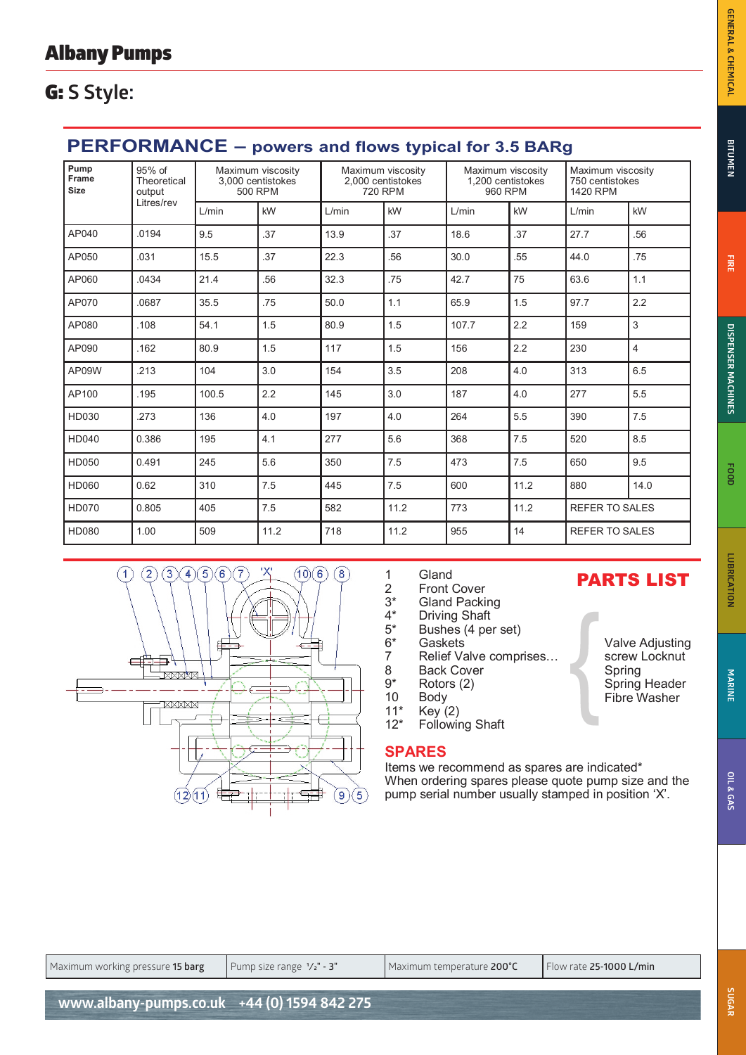# Albany Pumps

## G: S Style:

## PERFORMANCE – powers and flows typical for 3.5 BARg

| Pump Frame Size | 95% of Theoretical output Litres/rev | Maximum viscosity 3,000 centistokes 500 RPM | | Maximum viscosity 2,000 centistokes 720 RPM | | Maximum viscosity 1,200 centistokes 960 RPM | | Maximum viscosity 750 centistokes 1420 RPM | |
|---|---|---|---|---|---|---|---|---|---|
| | | L/min | kW | L/min | kW | L/min | kW | L/min | kW |
| AP040 | .0194 | 9.5 | .37 | 13.9 | .37 | 18.6 | .37 | 27.7 | .56 |
| AP050 | .031 | 15.5 | .37 | 22.3 | .56 | 30.0 | .55 | 44.0 | .75 |
| AP060 | .0434 | 21.4 | .56 | 32.3 | .75 | 42.7 | 75 | 63.6 | 1.1 |
| AP070 | .0687 | 35.5 | .75 | 50.0 | 1.1 | 65.9 | 1.5 | 97.7 | 2.2 |
| AP080 | .108 | 54.1 | 1.5 | 80.9 | 1.5 | 107.7 | 2.2 | 159 | 3 |
| AP090 | .162 | 80.9 | 1.5 | 117 | 1.5 | 156 | 2.2 | 230 | 4 |
| AP09W | .213 | 104 | 3.0 | 154 | 3.5 | 208 | 4.0 | 313 | 6.5 |
| AP100 | .195 | 100.5 | 2.2 | 145 | 3.0 | 187 | 4.0 | 277 | 5.5 |
| HD030 | .273 | 136 | 4.0 | 197 | 4.0 | 264 | 5.5 | 390 | 7.5 |
| HD040 | 0.386 | 195 | 4.1 | 277 | 5.6 | 368 | 7.5 | 520 | 8.5 |
| HD050 | 0.491 | 245 | 5.6 | 350 | 7.5 | 473 | 7.5 | 650 | 9.5 |
| HD060 | 0.62 | 310 | 7.5 | 445 | 7.5 | 600 | 11.2 | 880 | 14.0 |
| HD070 | 0.805 | 405 | 7.5 | 582 | 11.2 | 773 | 11.2 | REFER TO SALES | |
| HD080 | 1.00 | 509 | 11.2 | 718 | 11.2 | 955 | 14 | REFER TO SALES | |

1 2 3 4 5 6 7 'X' 10 6 8

12 11 9 5

## PARTS LIST

1 Gland
2 Front Cover
3* Gland Packing
4* Driving Shaft
5* Bushes (4 per set)
6* Gaskets
7 Relief Valve comprises…
8 Back Cover
9* Rotors (2)
10 Body
11* Key (2)
12* Following Shaft

Valve Adjusting screw Locknut
Spring
Spring Header
Fibre Washer

## SPARES

Items we recommend as spares are indicated*
When ordering spares please quote pump size and the pump serial number usually stamped in position 'X'.

| | | | |
|---|---|---|---|
| Maximum working pressure **15 barg** | Pump size range **½" - 3"** | Maximum temperature **200°C** | Flow rate **25-1000 L/min** |

**www.albany-pumps.co.uk +44 (0) 1594 842 275**